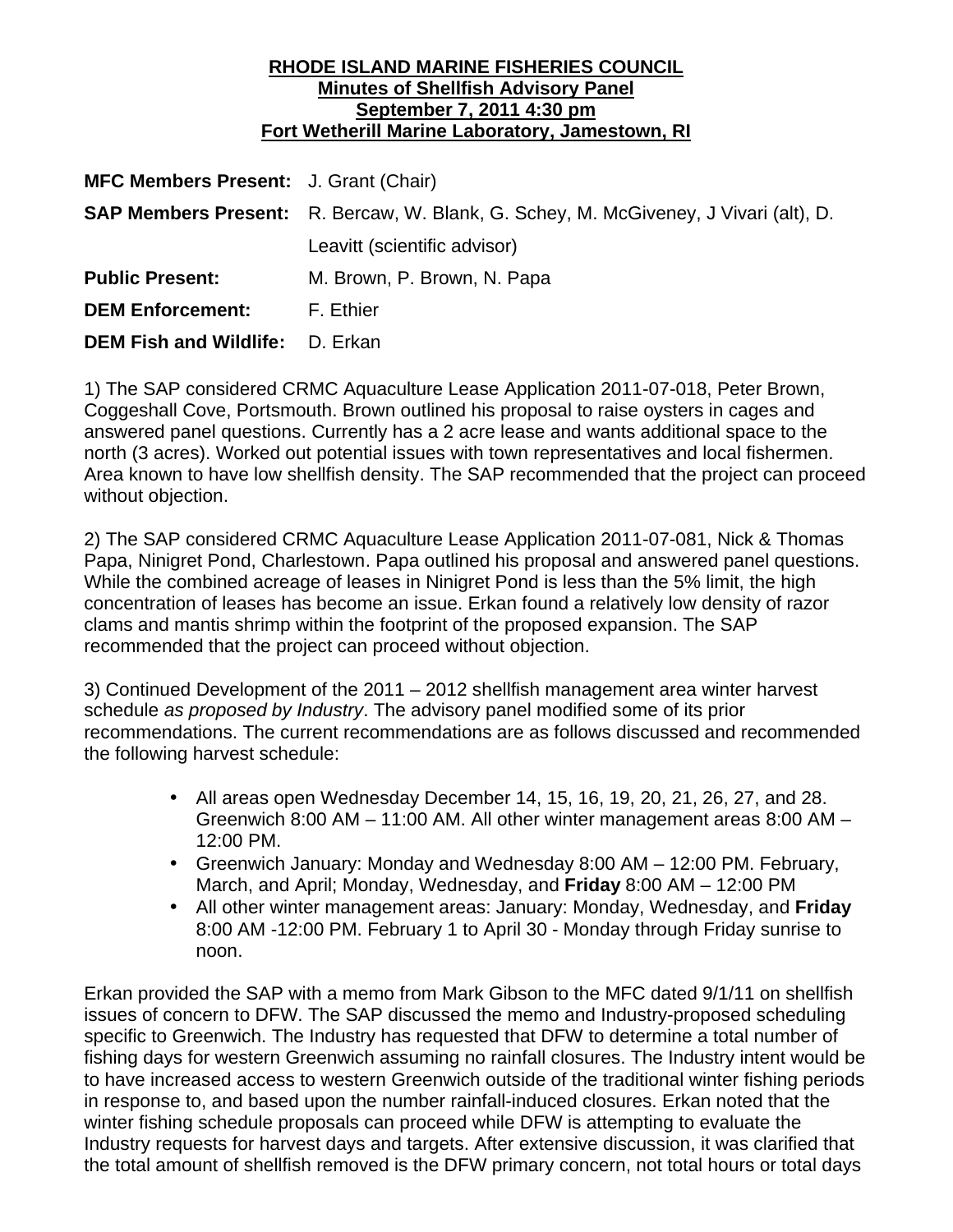**RHODE ISLAND MARINE FISHERIES COUNCIL**
**Minutes of Shellfish Advisory Panel**
**September 7, 2011 4:30 pm**
**Fort Wetherill Marine Laboratory, Jamestown, RI**

**MFC Members Present:** J. Grant (Chair)

**SAP Members Present:** R. Bercaw, W. Blank, G. Schey, M. McGiveney, J Vivari (alt), D. Leavitt (scientific advisor)

**Public Present:** M. Brown, P. Brown, N. Papa

**DEM Enforcement:** F. Ethier

**DEM Fish and Wildlife:** D. Erkan

1) The SAP considered CRMC Aquaculture Lease Application 2011-07-018, Peter Brown, Coggeshall Cove, Portsmouth. Brown outlined his proposal to raise oysters in cages and answered panel questions. Currently has a 2 acre lease and wants additional space to the north (3 acres). Worked out potential issues with town representatives and local fishermen. Area known to have low shellfish density. The SAP recommended that the project can proceed without objection.

2) The SAP considered CRMC Aquaculture Lease Application 2011-07-081, Nick & Thomas Papa, Ninigret Pond, Charlestown. Papa outlined his proposal and answered panel questions. While the combined acreage of leases in Ninigret Pond is less than the 5% limit, the high concentration of leases has become an issue. Erkan found a relatively low density of razor clams and mantis shrimp within the footprint of the proposed expansion. The SAP recommended that the project can proceed without objection.

3) Continued Development of the 2011 – 2012 shellfish management area winter harvest schedule *as proposed by Industry*. The advisory panel modified some of its prior recommendations. The current recommendations are as follows discussed and recommended the following harvest schedule:

- All areas open Wednesday December 14, 15, 16, 19, 20, 21, 26, 27, and 28. Greenwich 8:00 AM – 11:00 AM. All other winter management areas 8:00 AM – 12:00 PM.
- Greenwich January: Monday and Wednesday 8:00 AM – 12:00 PM. February, March, and April; Monday, Wednesday, and **Friday** 8:00 AM – 12:00 PM
- All other winter management areas: January: Monday, Wednesday, and **Friday** 8:00 AM -12:00 PM. February 1 to April 30 - Monday through Friday sunrise to noon.

Erkan provided the SAP with a memo from Mark Gibson to the MFC dated 9/1/11 on shellfish issues of concern to DFW. The SAP discussed the memo and Industry-proposed scheduling specific to Greenwich. The Industry has requested that DFW to determine a total number of fishing days for western Greenwich assuming no rainfall closures. The Industry intent would be to have increased access to western Greenwich outside of the traditional winter fishing periods in response to, and based upon the number rainfall-induced closures. Erkan noted that the winter fishing schedule proposals can proceed while DFW is attempting to evaluate the Industry requests for harvest days and targets. After extensive discussion, it was clarified that the total amount of shellfish removed is the DFW primary concern, not total hours or total days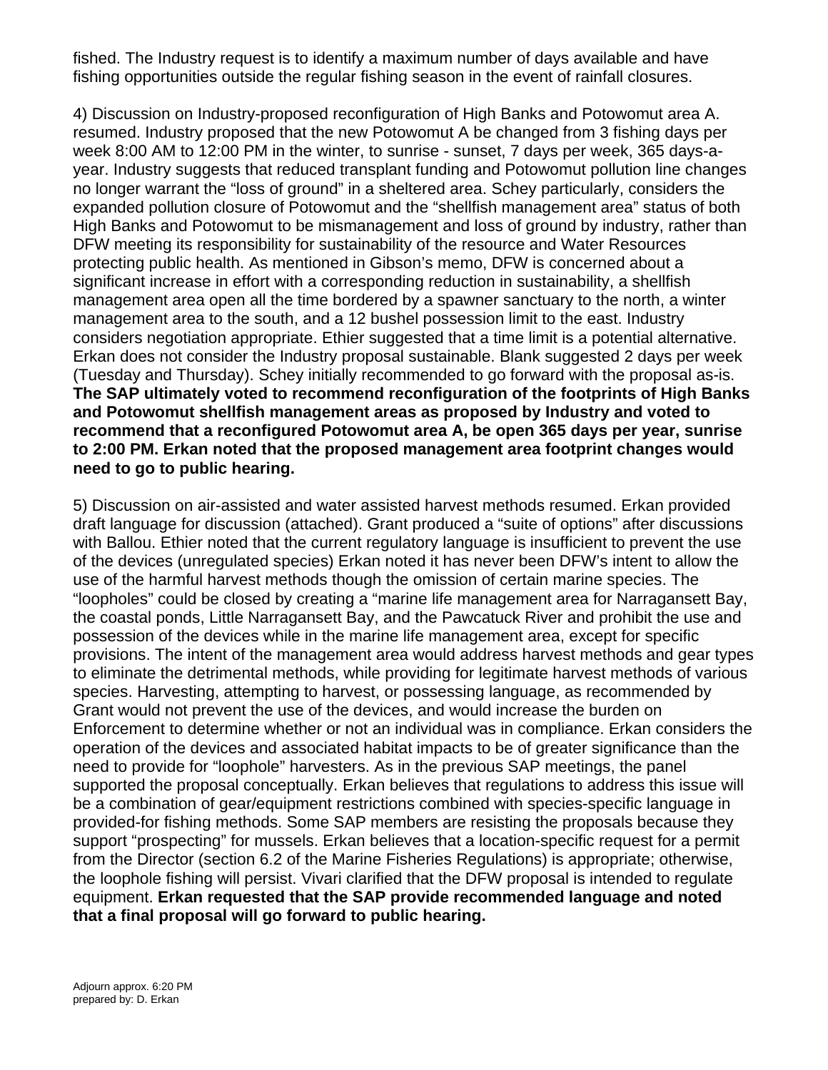fished. The Industry request is to identify a maximum number of days available and have fishing opportunities outside the regular fishing season in the event of rainfall closures.

4) Discussion on Industry-proposed reconfiguration of High Banks and Potowomut area A. resumed. Industry proposed that the new Potowomut A be changed from 3 fishing days per week 8:00 AM to 12:00 PM in the winter, to sunrise - sunset, 7 days per week, 365 days-a-year. Industry suggests that reduced transplant funding and Potowomut pollution line changes no longer warrant the "loss of ground" in a sheltered area. Schey particularly, considers the expanded pollution closure of Potowomut and the "shellfish management area" status of both High Banks and Potowomut to be mismanagement and loss of ground by industry, rather than DFW meeting its responsibility for sustainability of the resource and Water Resources protecting public health. As mentioned in Gibson's memo, DFW is concerned about a significant increase in effort with a corresponding reduction in sustainability, a shellfish management area open all the time bordered by a spawner sanctuary to the north, a winter management area to the south, and a 12 bushel possession limit to the east. Industry considers negotiation appropriate. Ethier suggested that a time limit is a potential alternative. Erkan does not consider the Industry proposal sustainable. Blank suggested 2 days per week (Tuesday and Thursday). Schey initially recommended to go forward with the proposal as-is. **The SAP ultimately voted to recommend reconfiguration of the footprints of High Banks and Potowomut shellfish management areas as proposed by Industry and voted to recommend that a reconfigured Potowomut area A, be open 365 days per year, sunrise to 2:00 PM. Erkan noted that the proposed management area footprint changes would need to go to public hearing.**

5) Discussion on air-assisted and water assisted harvest methods resumed. Erkan provided draft language for discussion (attached). Grant produced a "suite of options" after discussions with Ballou. Ethier noted that the current regulatory language is insufficient to prevent the use of the devices (unregulated species) Erkan noted it has never been DFW's intent to allow the use of the harmful harvest methods though the omission of certain marine species. The "loopholes" could be closed by creating a "marine life management area for Narragansett Bay, the coastal ponds, Little Narragansett Bay, and the Pawcatuck River and prohibit the use and possession of the devices while in the marine life management area, except for specific provisions. The intent of the management area would address harvest methods and gear types to eliminate the detrimental methods, while providing for legitimate harvest methods of various species. Harvesting, attempting to harvest, or possessing language, as recommended by Grant would not prevent the use of the devices, and would increase the burden on Enforcement to determine whether or not an individual was in compliance. Erkan considers the operation of the devices and associated habitat impacts to be of greater significance than the need to provide for "loophole" harvesters. As in the previous SAP meetings, the panel supported the proposal conceptually. Erkan believes that regulations to address this issue will be a combination of gear/equipment restrictions combined with species-specific language in provided-for fishing methods. Some SAP members are resisting the proposals because they support "prospecting" for mussels. Erkan believes that a location-specific request for a permit from the Director (section 6.2 of the Marine Fisheries Regulations) is appropriate; otherwise, the loophole fishing will persist. Vivari clarified that the DFW proposal is intended to regulate equipment. **Erkan requested that the SAP provide recommended language and noted that a final proposal will go forward to public hearing.**

Adjourn approx. 6:20 PM
prepared by: D. Erkan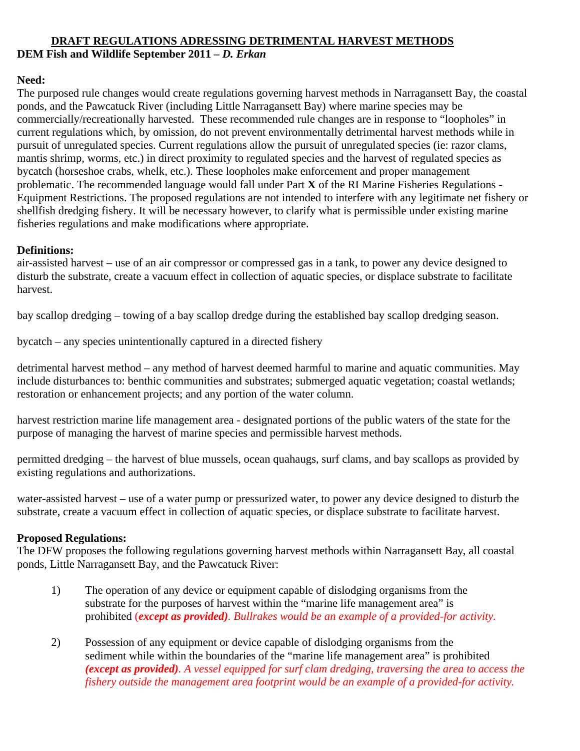## DRAFT REGULATIONS ADRESSING DETRIMENTAL HARVEST METHODS

**DEM Fish and Wildlife September 2011 –** ***D. Erkan***

**Need:**

The purposed rule changes would create regulations governing harvest methods in Narragansett Bay, the coastal ponds, and the Pawcatuck River (including Little Narragansett Bay) where marine species may be commercially/recreationally harvested. These recommended rule changes are in response to "loopholes" in current regulations which, by omission, do not prevent environmentally detrimental harvest methods while in pursuit of unregulated species. Current regulations allow the pursuit of unregulated species (ie: razor clams, mantis shrimp, worms, etc.) in direct proximity to regulated species and the harvest of regulated species as bycatch (horseshoe crabs, whelk, etc.). These loopholes make enforcement and proper management problematic. The recommended language would fall under Part **X** of the RI Marine Fisheries Regulations - Equipment Restrictions. The proposed regulations are not intended to interfere with any legitimate net fishery or shellfish dredging fishery. It will be necessary however, to clarify what is permissible under existing marine fisheries regulations and make modifications where appropriate.

**Definitions:**

air-assisted harvest – use of an air compressor or compressed gas in a tank, to power any device designed to disturb the substrate, create a vacuum effect in collection of aquatic species, or displace substrate to facilitate harvest.

bay scallop dredging – towing of a bay scallop dredge during the established bay scallop dredging season.

bycatch – any species unintentionally captured in a directed fishery

detrimental harvest method – any method of harvest deemed harmful to marine and aquatic communities. May include disturbances to: benthic communities and substrates; submerged aquatic vegetation; coastal wetlands; restoration or enhancement projects; and any portion of the water column.

harvest restriction marine life management area - designated portions of the public waters of the state for the purpose of managing the harvest of marine species and permissible harvest methods.

permitted dredging – the harvest of blue mussels, ocean quahaugs, surf clams, and bay scallops as provided by existing regulations and authorizations.

water-assisted harvest – use of a water pump or pressurized water, to power any device designed to disturb the substrate, create a vacuum effect in collection of aquatic species, or displace substrate to facilitate harvest.

**Proposed Regulations:**

The DFW proposes the following regulations governing harvest methods within Narragansett Bay, all coastal ponds, Little Narragansett Bay, and the Pawcatuck River:

1) The operation of any device or equipment capable of dislodging organisms from the substrate for the purposes of harvest within the "marine life management area" is prohibited (***except as provided)***. *Bullrakes would be an example of a provided-for activity.*

2) Possession of any equipment or device capable of dislodging organisms from the sediment while within the boundaries of the "marine life management area" is prohibited ***(except as provided)***. *A vessel equipped for surf clam dredging, traversing the area to access the fishery outside the management area footprint would be an example of a provided-for activity.*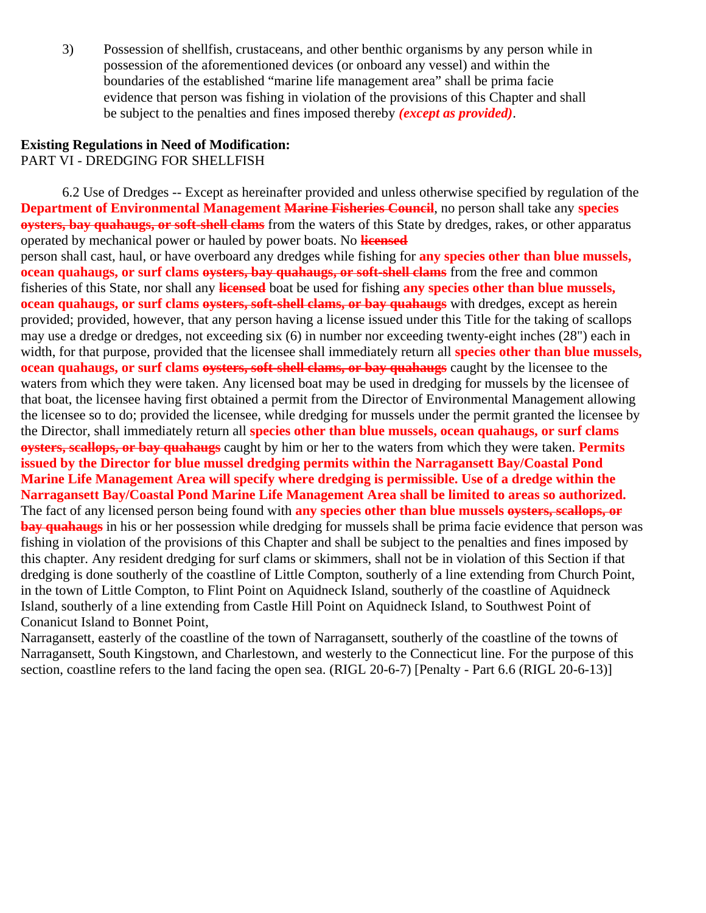3) Possession of shellfish, crustaceans, and other benthic organisms by any person while in possession of the aforementioned devices (or onboard any vessel) and within the boundaries of the established "marine life management area" shall be prima facie evidence that person was fishing in violation of the provisions of this Chapter and shall be subject to the penalties and fines imposed thereby ***(except as provided)***.

**Existing Regulations in Need of Modification:**

PART VI - DREDGING FOR SHELLFISH

6.2 Use of Dredges -- Except as hereinafter provided and unless otherwise specified by regulation of the **Department of Environmental Management** ~~**Marine Fisheries Council**~~, no person shall take any **species** ~~**oysters, bay quahaugs, or soft-shell clams**~~ from the waters of this State by dredges, rakes, or other apparatus operated by mechanical power or hauled by power boats. No ~~**licensed**~~ person shall cast, haul, or have overboard any dredges while fishing for **any species other than blue mussels, ocean quahaugs, or surf clams** ~~**oysters, bay quahaugs, or soft-shell clams**~~ from the free and common fisheries of this State, nor shall any ~~**licensed**~~ boat be used for fishing **any species other than blue mussels, ocean quahaugs, or surf clams** ~~**oysters, soft-shell clams, or bay quahaugs**~~ with dredges, except as herein provided; provided, however, that any person having a license issued under this Title for the taking of scallops may use a dredge or dredges, not exceeding six (6) in number nor exceeding twenty-eight inches (28") each in width, for that purpose, provided that the licensee shall immediately return all **species other than blue mussels, ocean quahaugs, or surf clams** ~~**oysters, soft-shell clams, or bay quahaugs**~~ caught by the licensee to the waters from which they were taken. Any licensed boat may be used in dredging for mussels by the licensee of that boat, the licensee having first obtained a permit from the Director of Environmental Management allowing the licensee so to do; provided the licensee, while dredging for mussels under the permit granted the licensee by the Director, shall immediately return all **species other than blue mussels, ocean quahaugs, or surf clams** ~~**oysters, scallops, or bay quahaugs**~~ caught by him or her to the waters from which they were taken. **Permits issued by the Director for blue mussel dredging permits within the Narragansett Bay/Coastal Pond Marine Life Management Area will specify where dredging is permissible. Use of a dredge within the Narragansett Bay/Coastal Pond Marine Life Management Area shall be limited to areas so authorized.** The fact of any licensed person being found with **any species other than blue mussels** ~~**oysters, scallops, or bay quahaugs**~~ in his or her possession while dredging for mussels shall be prima facie evidence that person was fishing in violation of the provisions of this Chapter and shall be subject to the penalties and fines imposed by this chapter. Any resident dredging for surf clams or skimmers, shall not be in violation of this Section if that dredging is done southerly of the coastline of Little Compton, southerly of a line extending from Church Point, in the town of Little Compton, to Flint Point on Aquidneck Island, southerly of the coastline of Aquidneck Island, southerly of a line extending from Castle Hill Point on Aquidneck Island, to Southwest Point of Conanicut Island to Bonnet Point,
Narragansett, easterly of the coastline of the town of Narragansett, southerly of the coastline of the towns of Narragansett, South Kingstown, and Charlestown, and westerly to the Connecticut line. For the purpose of this section, coastline refers to the land facing the open sea. (RIGL 20-6-7) [Penalty - Part 6.6 (RIGL 20-6-13)]